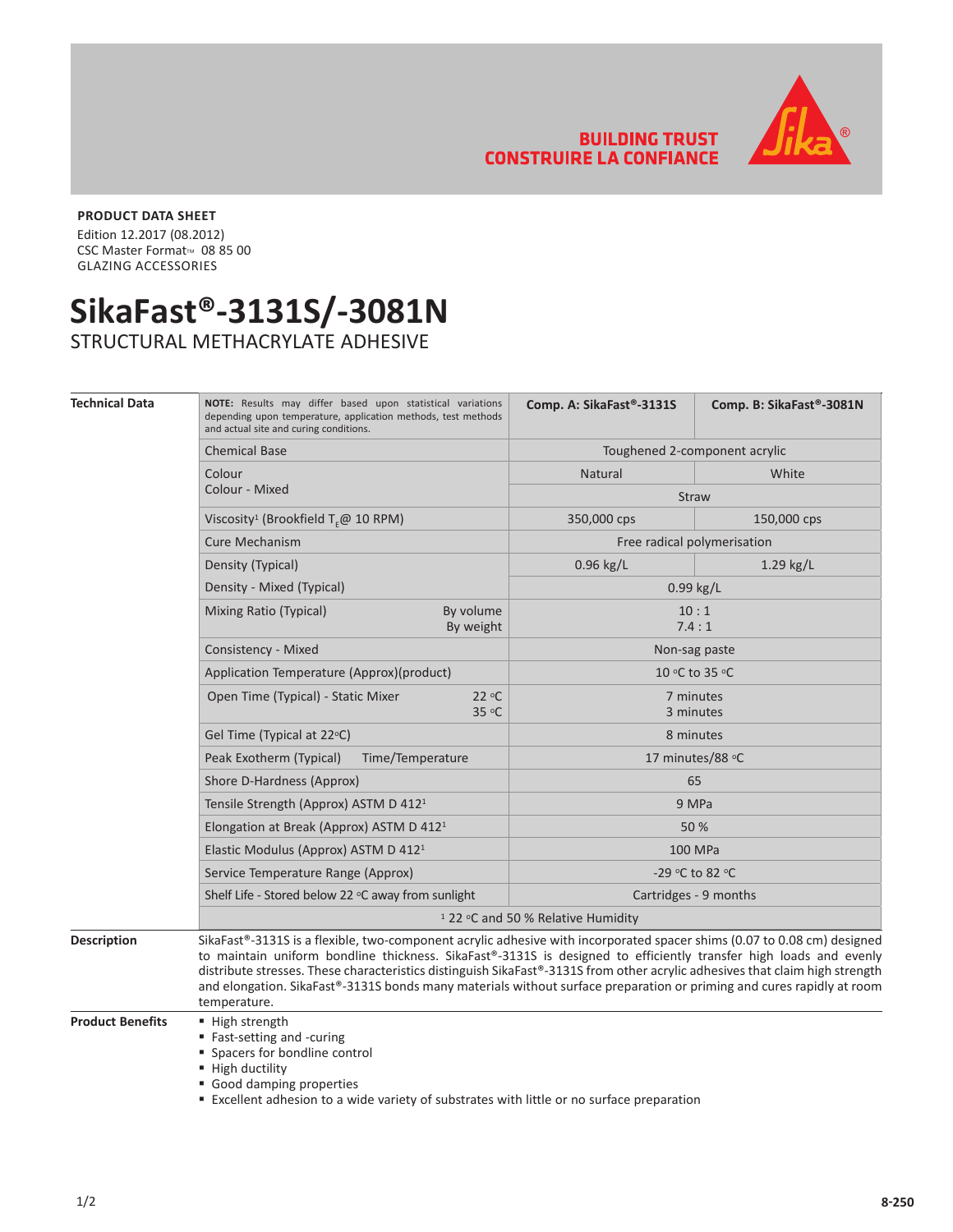BUILDING TRUST
CONSTRUIRE LA CONFIANCE

**PRODUCT DATA SHEET**
Edition 12.2017 (08.2012)
CSC Master Format™ 08 85 00
GLAZING ACCESSORIES

# SikaFast®-3131S/-3081N

STRUCTURAL METHACRYLATE ADHESIVE

## Technical Data

| **NOTE:** Results may differ based upon statistical variations depending upon temperature, application methods, test methods and actual site and curing conditions. | **Comp. A: SikaFast®-3131S** | **Comp. B: SikaFast®-3081N** |
|---|---|---|
| Chemical Base | Toughened 2-component acrylic | |
| Colour | Natural | White |
| Colour - Mixed | Straw | |
| Viscosity[1] (Brookfield $T_E$@ 10 RPM) | 350,000 cps | 150,000 cps |
| Cure Mechanism | Free radical polymerisation | |
| Density (Typical) | 0.96 kg/L | 1.29 kg/L |
| Density - Mixed (Typical) | 0.99 kg/L | |
| Mixing Ratio (Typical) By volume / By weight | 10 : 1 / 7.4 : 1 | |
| Consistency - Mixed | Non-sag paste | |
| Application Temperature (Approx)(product) | 10 °C to 35 °C | |
| Open Time (Typical) - Static Mixer 22 °C / 35 °C | 7 minutes / 3 minutes | |
| Gel Time (Typical at 22°C) | 8 minutes | |
| Peak Exotherm (Typical) Time/Temperature | 17 minutes/88 °C | |
| Shore D-Hardness (Approx) | 65 | |
| Tensile Strength (Approx) ASTM D 412[1] | 9 MPa | |
| Elongation at Break (Approx) ASTM D 412[1] | 50 % | |
| Elastic Modulus (Approx) ASTM D 412[1] | 100 MPa | |
| Service Temperature Range (Approx) | -29 °C to 82 °C | |
| Shelf Life - Stored below 22 °C away from sunlight | Cartridges - 9 months | |

[1] 22 °C and 50 % Relative Humidity

## Description

SikaFast®-3131S is a flexible, two-component acrylic adhesive with incorporated spacer shims (0.07 to 0.08 cm) designed to maintain uniform bondline thickness. SikaFast®-3131S is designed to efficiently transfer high loads and evenly distribute stresses. These characteristics distinguish SikaFast®-3131S from other acrylic adhesives that claim high strength and elongation. SikaFast®-3131S bonds many materials without surface preparation or priming and cures rapidly at room temperature.

## Product Benefits

- High strength
- Fast-setting and -curing
- Spacers for bondline control
- High ductility
- Good damping properties
- Excellent adhesion to a wide variety of substrates with little or no surface preparation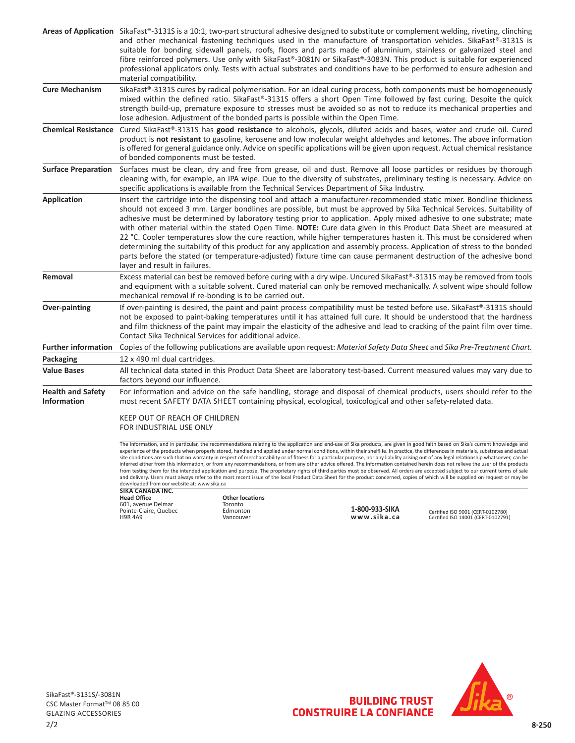| | |
|---|---|
| **Areas of Application** | SikaFast®-3131S is a 10:1, two-part structural adhesive designed to substitute or complement welding, riveting, clinching and other mechanical fastening techniques used in the manufacture of transportation vehicles. SikaFast®-3131S is suitable for bonding sidewall panels, roofs, floors and parts made of aluminium, stainless or galvanized steel and fibre reinforced polymers. Use only with SikaFast®-3081N or SikaFast®-3083N. This product is suitable for experienced professional applicators only. Tests with actual substrates and conditions have to be performed to ensure adhesion and material compatibility. |
| **Cure Mechanism** | SikaFast®-3131S cures by radical polymerisation. For an ideal curing process, both components must be homogeneously mixed within the defined ratio. SikaFast®-3131S offers a short Open Time followed by fast curing. Despite the quick strength build-up, premature exposure to stresses must be avoided so as not to reduce its mechanical properties and lose adhesion. Adjustment of the bonded parts is possible within the Open Time. |
| **Chemical Resistance** | Cured SikaFast®-3131S has **good resistance** to alcohols, glycols, diluted acids and bases, water and crude oil. Cured product is **not resistant** to gasoline, kerosene and low molecular weight aldehydes and ketones. The above information is offered for general guidance only. Advice on specific applications will be given upon request. Actual chemical resistance of bonded components must be tested. |
| **Surface Preparation** | Surfaces must be clean, dry and free from grease, oil and dust. Remove all loose particles or residues by thorough cleaning with, for example, an IPA wipe. Due to the diversity of substrates, preliminary testing is necessary. Advice on specific applications is available from the Technical Services Department of Sika Industry. |
| **Application** | Insert the cartridge into the dispensing tool and attach a manufacturer-recommended static mixer. Bondline thickness should not exceed 3 mm. Larger bondlines are possible, but must be approved by Sika Technical Services. Suitability of adhesive must be determined by laboratory testing prior to application. Apply mixed adhesive to one substrate; mate with other material within the stated Open Time. **NOTE:** Cure data given in this Product Data Sheet are measured at 22 °C. Cooler temperatures slow the cure reaction, while higher temperatures hasten it. This must be considered when determining the suitability of this product for any application and assembly process. Application of stress to the bonded parts before the stated (or temperature-adjusted) fixture time can cause permanent destruction of the adhesive bond layer and result in failures. |
| **Removal** | Excess material can best be removed before curing with a dry wipe. Uncured SikaFast®-3131S may be removed from tools and equipment with a suitable solvent. Cured material can only be removed mechanically. A solvent wipe should follow mechanical removal if re-bonding is to be carried out. |
| **Over-painting** | If over-painting is desired, the paint and paint process compatibility must be tested before use. SikaFast®-3131S should not be exposed to paint-baking temperatures until it has attained full cure. It should be understood that the hardness and film thickness of the paint may impair the elasticity of the adhesive and lead to cracking of the paint film over time. Contact Sika Technical Services for additional advice. |
| **Further information** | Copies of the following publications are available upon request: *Material Safety Data Sheet* and *Sika Pre-Treatment Chart.* |
| **Packaging** | 12 x 490 ml dual cartridges. |
| **Value Bases** | All technical data stated in this Product Data Sheet are laboratory test-based. Current measured values may vary due to factors beyond our influence. |
| **Health and Safety Information** | For information and advice on the safe handling, storage and disposal of chemical products, users should refer to the most recent SAFETY DATA SHEET containing physical, ecological, toxicological and other safety-related data. |

KEEP OUT OF REACH OF CHILDREN
FOR INDUSTRIAL USE ONLY

The Information, and in particular, the recommendations relating to the application and end-use of Sika products, are given in good faith based on Sika's current knowledge and experience of the products when properly stored, handled and applied under normal conditions, within their shelflife. In practice, the differences in materials, substrates and actual site conditions are such that no warranty in respect of merchantability or of fitness for a particular purpose, nor any liability arising out of any legal relationship whatsoever, can be inferred either from this information, or from any recommendations, or from any other advice offered. The information contained herein does not relieve the user of the products from testing them for the intended application and purpose. The proprietary rights of third parties must be observed. All orders are accepted subject to our current terms of sale and delivery. Users must always refer to the most recent issue of the local Product Data Sheet for the product concerned, copies of which will be supplied on request or may be downloaded from our website at: www.sika.ca

**SIKA CANADA INC.**
**Head Office**
601, avenue Delmar
Pointe-Claire, Quebec
H9R 4A9

**Other locations**
Toronto
Edmonton
Vancouver

**1-800-933-SIKA**
**www.sika.ca**

Certified ISO 9001 (CERT-0102780)
Certified ISO 14001 (CERT-0102791)

SikaFast®-3131S/-3081N
CSC Master Format™ 08 85 00
GLAZING ACCESSORIES

**BUILDING TRUST**
**CONSTRUIRE LA CONFIANCE**